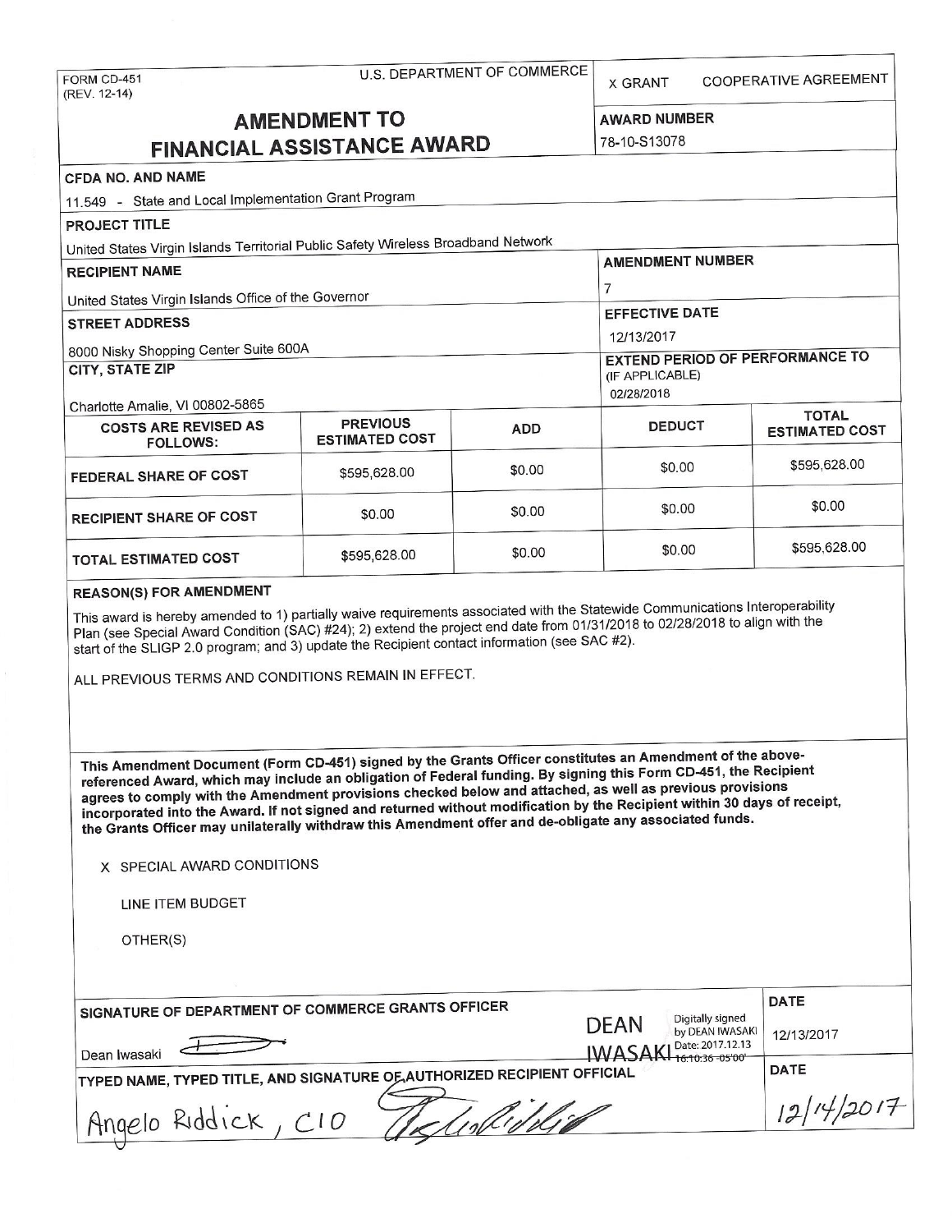FORM CD-451
(REV. 12-14)

U.S. DEPARTMENT OF COMMERCE

X GRANT    COOPERATIVE AGREEMENT

# AMENDMENT TO FINANCIAL ASSISTANCE AWARD

**AWARD NUMBER**
78-10-S13078

**CFDA NO. AND NAME**
11.549 - State and Local Implementation Grant Program

**PROJECT TITLE**
United States Virgin Islands Territorial Public Safety Wireless Broadband Network

**RECIPIENT NAME**
United States Virgin Islands Office of the Governor

**AMENDMENT NUMBER**
7

**STREET ADDRESS**
8000 Nisky Shopping Center Suite 600A

**EFFECTIVE DATE**
12/13/2017

**CITY, STATE ZIP**
Charlotte Amalie, VI 00802-5865

**EXTEND PERIOD OF PERFORMANCE TO** (IF APPLICABLE)
02/28/2018

| COSTS ARE REVISED AS FOLLOWS: | PREVIOUS ESTIMATED COST | ADD | DEDUCT | TOTAL ESTIMATED COST |
|---|---|---|---|---|
| FEDERAL SHARE OF COST | $595,628.00 | $0.00 | $0.00 | $595,628.00 |
| RECIPIENT SHARE OF COST | $0.00 | $0.00 | $0.00 | $0.00 |
| TOTAL ESTIMATED COST | $595,628.00 | $0.00 | $0.00 | $595,628.00 |

**REASON(S) FOR AMENDMENT**

This award is hereby amended to 1) partially waive requirements associated with the Statewide Communications Interoperability Plan (see Special Award Condition (SAC) #24); 2) extend the project end date from 01/31/2018 to 02/28/2018 to align with the start of the SLIGP 2.0 program; and 3) update the Recipient contact information (see SAC #2).

ALL PREVIOUS TERMS AND CONDITIONS REMAIN IN EFFECT.

**This Amendment Document (Form CD-451) signed by the Grants Officer constitutes an Amendment of the above-referenced Award, which may include an obligation of Federal funding. By signing this Form CD-451, the Recipient agrees to comply with the Amendment provisions checked below and attached, as well as previous provisions incorporated into the Award. If not signed and returned without modification by the Recipient within 30 days of receipt, the Grants Officer may unilaterally withdraw this Amendment offer and de-obligate any associated funds.**

X SPECIAL AWARD CONDITIONS

LINE ITEM BUDGET

OTHER(S)

**SIGNATURE OF DEPARTMENT OF COMMERCE GRANTS OFFICER**
Dean Iwasaki
DEAN IWASAKI Digitally signed by DEAN IWASAKI Date: 2017.12.13 16:10:36 -05'00'

**DATE**
12/13/2017

**TYPED NAME, TYPED TITLE, AND SIGNATURE OF AUTHORIZED RECIPIENT OFFICIAL**
Angelo Riddick, CIO

**DATE**
12/14/2017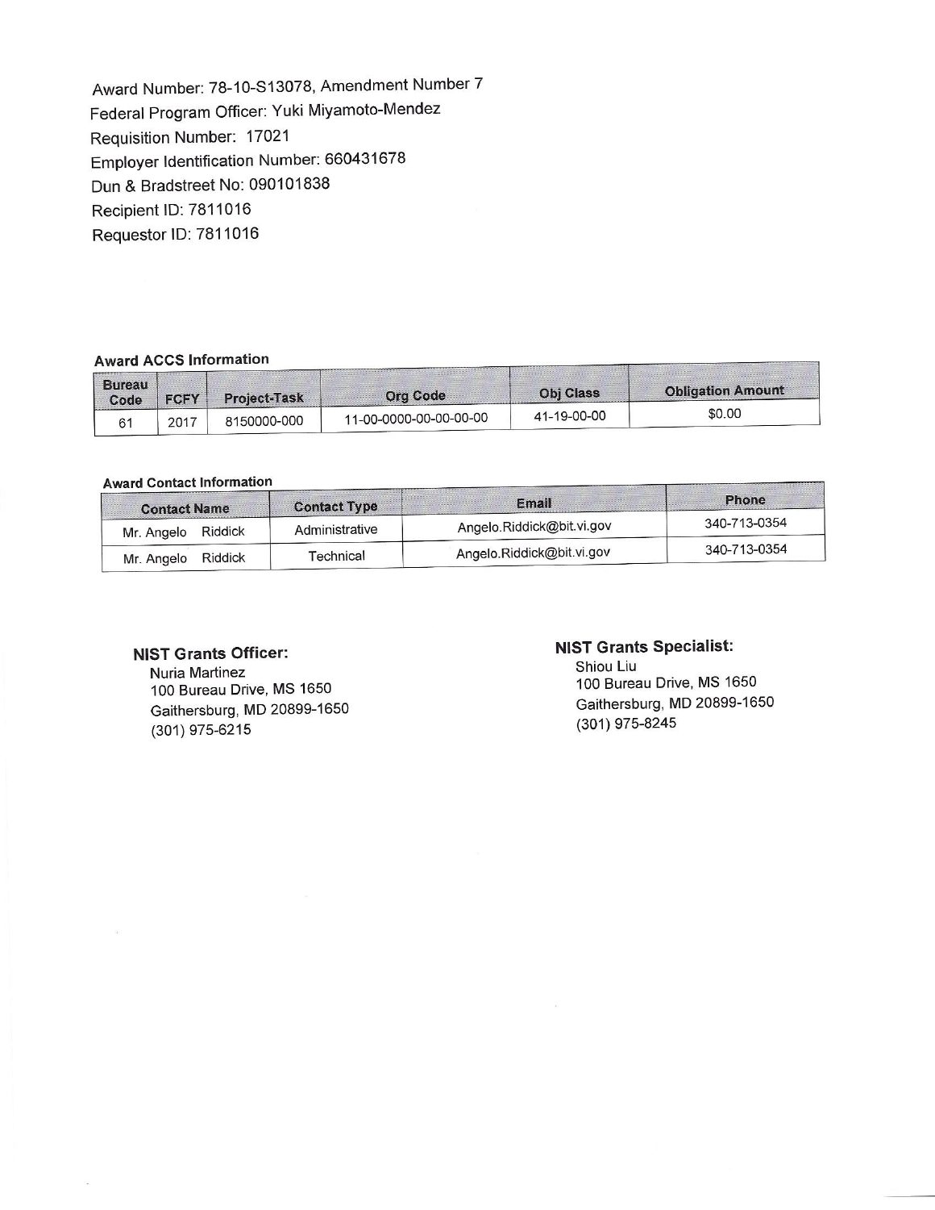Award Number: 78-10-S13078, Amendment Number 7
Federal Program Officer: Yuki Miyamoto-Mendez
Requisition Number: 17021
Employer Identification Number: 660431678
Dun & Bradstreet No: 090101838
Recipient ID: 7811016
Requestor ID: 7811016

**Award ACCS Information**

| Bureau Code | FCFY | Project-Task | Org Code | Obj Class | Obligation Amount |
|---|---|---|---|---|---|
| 61 | 2017 | 8150000-000 | 11-00-0000-00-00-00-00 | 41-19-00-00 | $0.00 |

**Award Contact Information**

| Contact Name | Contact Type | Email | Phone |
|---|---|---|---|
| Mr. Angelo Riddick | Administrative | Angelo.Riddick@bit.vi.gov | 340-713-0354 |
| Mr. Angelo Riddick | Technical | Angelo.Riddick@bit.vi.gov | 340-713-0354 |

**NIST Grants Officer:**
Nuria Martinez
100 Bureau Drive, MS 1650
Gaithersburg, MD 20899-1650
(301) 975-6215

**NIST Grants Specialist:**
Shiou Liu
100 Bureau Drive, MS 1650
Gaithersburg, MD 20899-1650
(301) 975-8245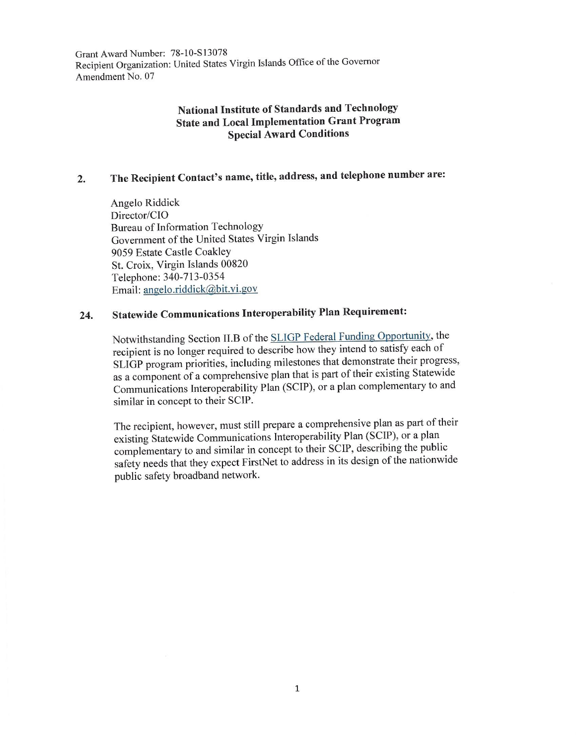Grant Award Number: 78-10-S13078
Recipient Organization: United States Virgin Islands Office of the Governor
Amendment No. 07

**National Institute of Standards and Technology**
**State and Local Implementation Grant Program**
**Special Award Conditions**

**2. The Recipient Contact's name, title, address, and telephone number are:**

Angelo Riddick
Director/CIO
Bureau of Information Technology
Government of the United States Virgin Islands
9059 Estate Castle Coakley
St. Croix, Virgin Islands 00820
Telephone: 340-713-0354
Email: angelo.riddick@bit.vi.gov

**24. Statewide Communications Interoperability Plan Requirement:**

Notwithstanding Section II.B of the SLIGP Federal Funding Opportunity, the recipient is no longer required to describe how they intend to satisfy each of SLIGP program priorities, including milestones that demonstrate their progress, as a component of a comprehensive plan that is part of their existing Statewide Communications Interoperability Plan (SCIP), or a plan complementary to and similar in concept to their SCIP.

The recipient, however, must still prepare a comprehensive plan as part of their existing Statewide Communications Interoperability Plan (SCIP), or a plan complementary to and similar in concept to their SCIP, describing the public safety needs that they expect FirstNet to address in its design of the nationwide public safety broadband network.